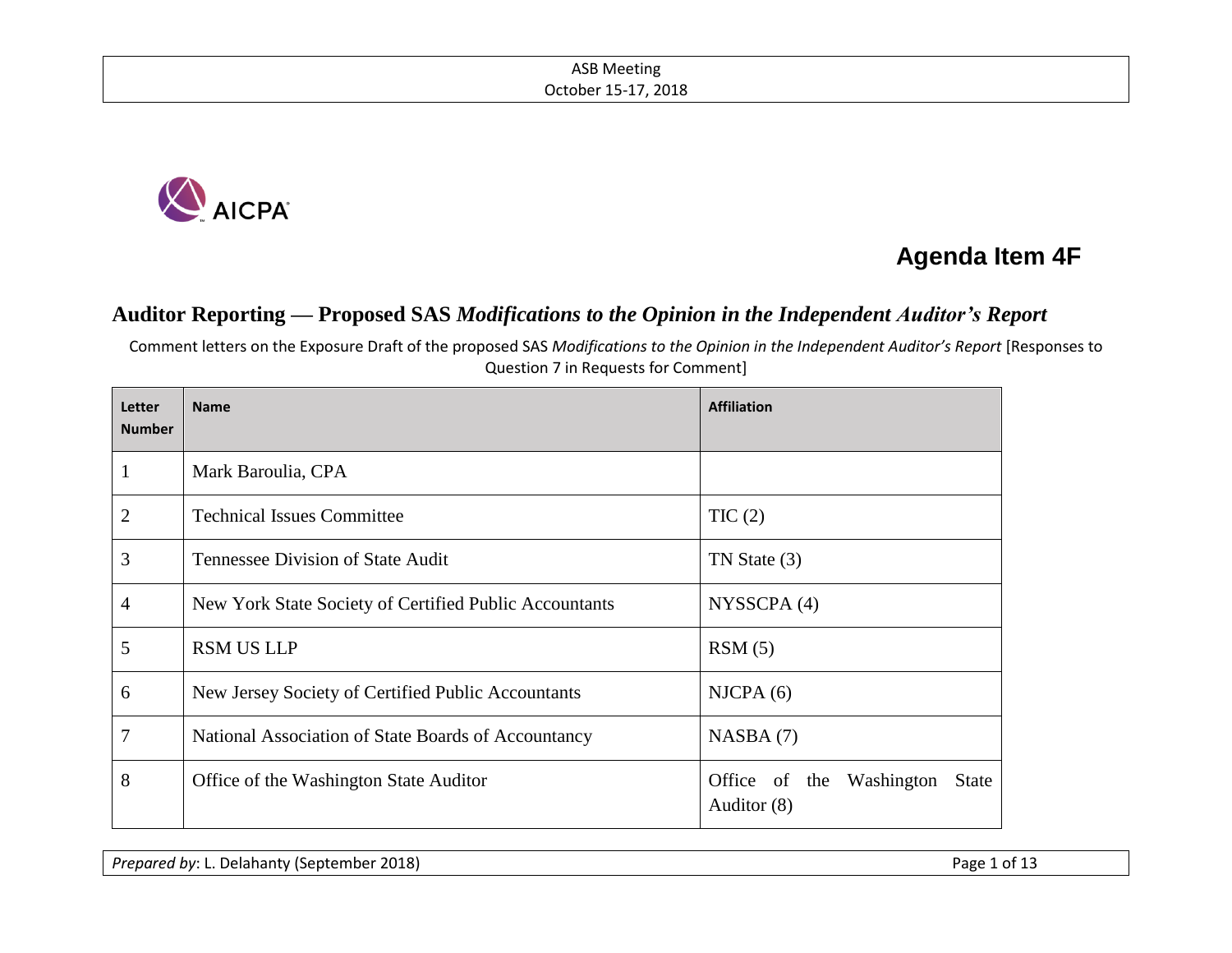ASB Meeting
October 15-17, 2018

AICPA

# Agenda Item 4F

## Auditor Reporting — Proposed SAS *Modifications to the Opinion in the Independent Auditor's Report*

Comment letters on the Exposure Draft of the proposed SAS *Modifications to the Opinion in the Independent Auditor's Report* [Responses to Question 7 in Requests for Comment]

| Letter Number | Name | Affiliation |
|---|---|---|
| 1 | Mark Baroulia, CPA | |
| 2 | Technical Issues Committee | TIC (2) |
| 3 | Tennessee Division of State Audit | TN State (3) |
| 4 | New York State Society of Certified Public Accountants | NYSSCPA (4) |
| 5 | RSM US LLP | RSM (5) |
| 6 | New Jersey Society of Certified Public Accountants | NJCPA (6) |
| 7 | National Association of State Boards of Accountancy | NASBA (7) |
| 8 | Office of the Washington State Auditor | Office of the Washington State Auditor (8) |

*Prepared by*: L. Delahanty (September 2018)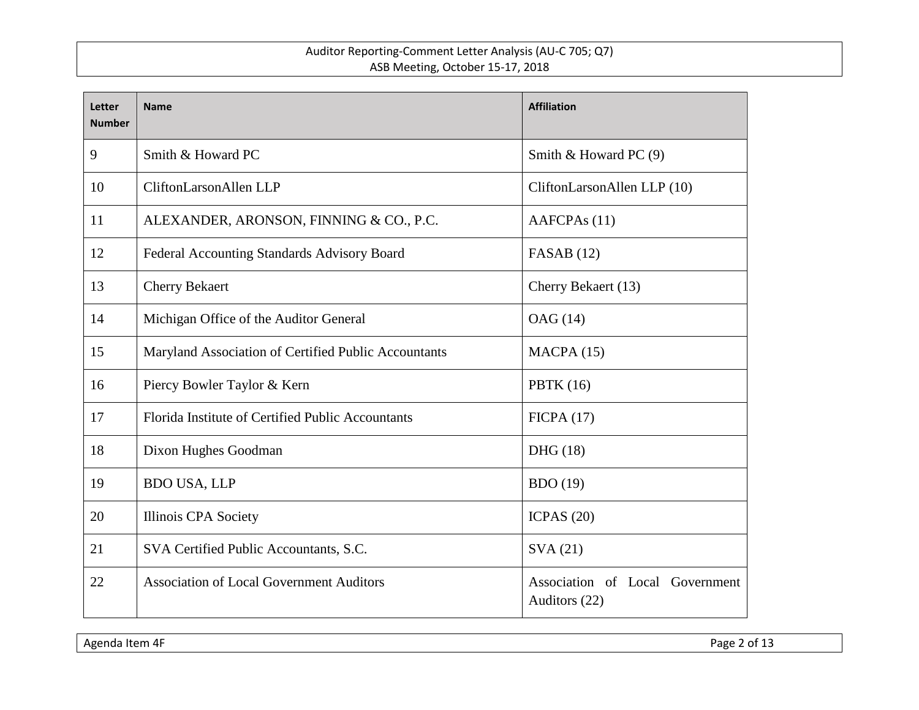| Letter Number | Name | Affiliation |
|---|---|---|
| 9 | Smith & Howard PC | Smith & Howard PC (9) |
| 10 | CliftonLarsonAllen LLP | CliftonLarsonAllen LLP (10) |
| 11 | ALEXANDER, ARONSON, FINNING & CO., P.C. | AAFCPAs (11) |
| 12 | Federal Accounting Standards Advisory Board | FASAB (12) |
| 13 | Cherry Bekaert | Cherry Bekaert (13) |
| 14 | Michigan Office of the Auditor General | OAG (14) |
| 15 | Maryland Association of Certified Public Accountants | MACPA (15) |
| 16 | Piercy Bowler Taylor & Kern | PBTK (16) |
| 17 | Florida Institute of Certified Public Accountants | FICPA (17) |
| 18 | Dixon Hughes Goodman | DHG (18) |
| 19 | BDO USA, LLP | BDO (19) |
| 20 | Illinois CPA Society | ICPAS (20) |
| 21 | SVA Certified Public Accountants, S.C. | SVA (21) |
| 22 | Association of Local Government Auditors | Association of Local Government Auditors (22) |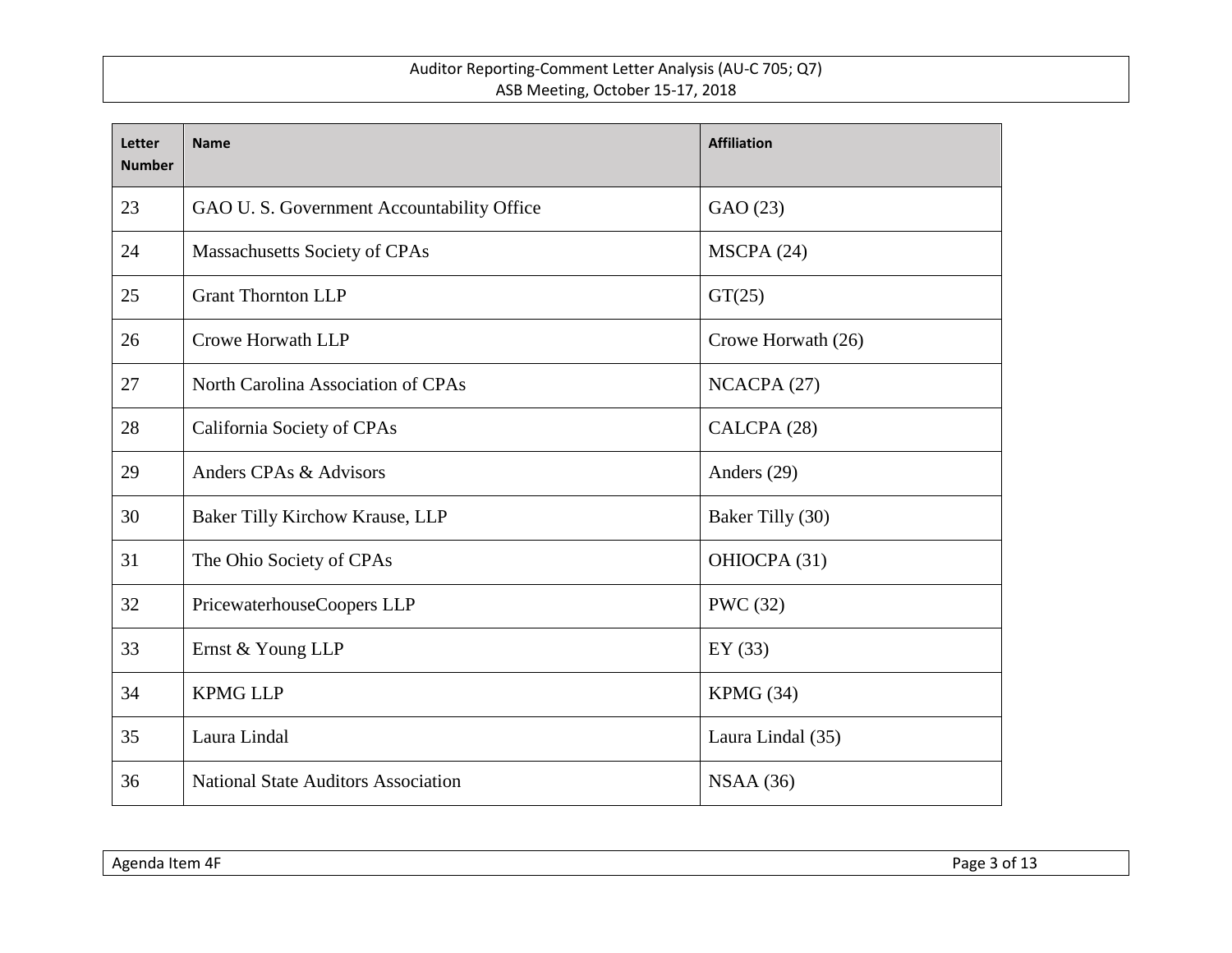| Letter Number | Name | Affiliation |
|---|---|---|
| 23 | GAO U. S. Government Accountability Office | GAO (23) |
| 24 | Massachusetts Society of CPAs | MSCPA (24) |
| 25 | Grant Thornton LLP | GT(25) |
| 26 | Crowe Horwath LLP | Crowe Horwath (26) |
| 27 | North Carolina Association of CPAs | NCACPA (27) |
| 28 | California Society of CPAs | CALCPA (28) |
| 29 | Anders CPAs & Advisors | Anders (29) |
| 30 | Baker Tilly Kirchow Krause, LLP | Baker Tilly (30) |
| 31 | The Ohio Society of CPAs | OHIOCPA (31) |
| 32 | PricewaterhouseCoopers LLP | PWC (32) |
| 33 | Ernst & Young LLP | EY (33) |
| 34 | KPMG LLP | KPMG (34) |
| 35 | Laura Lindal | Laura Lindal (35) |
| 36 | National State Auditors Association | NSAA (36) |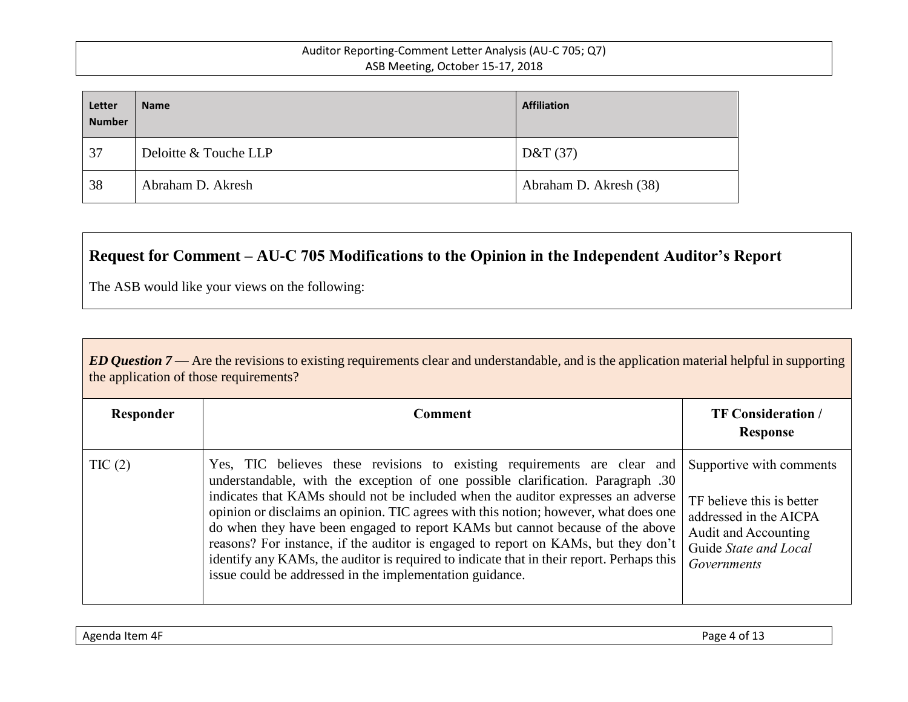| Letter Number | Name | Affiliation |
|---|---|---|
| 37 | Deloitte & Touche LLP | D&T (37) |
| 38 | Abraham D. Akresh | Abraham D. Akresh (38) |

## Request for Comment – AU-C 705 Modifications to the Opinion in the Independent Auditor's Report

The ASB would like your views on the following:

| ***ED Question 7*** — Are the revisions to existing requirements clear and understandable, and is the application material helpful in supporting the application of those requirements? | | |
|---|---|---|
| **Responder** | **Comment** | **TF Consideration / Response** |
| TIC (2) | Yes, TIC believes these revisions to existing requirements are clear and understandable, with the exception of one possible clarification. Paragraph .30 indicates that KAMs should not be included when the auditor expresses an adverse opinion or disclaims an opinion. TIC agrees with this notion; however, what does one do when they have been engaged to report KAMs but cannot because of the above reasons? For instance, if the auditor is engaged to report on KAMs, but they don't identify any KAMs, the auditor is required to indicate that in their report. Perhaps this issue could be addressed in the implementation guidance. | Supportive with comments<br><br>TF believe this is better addressed in the AICPA Audit and Accounting Guide *State and Local Governments* |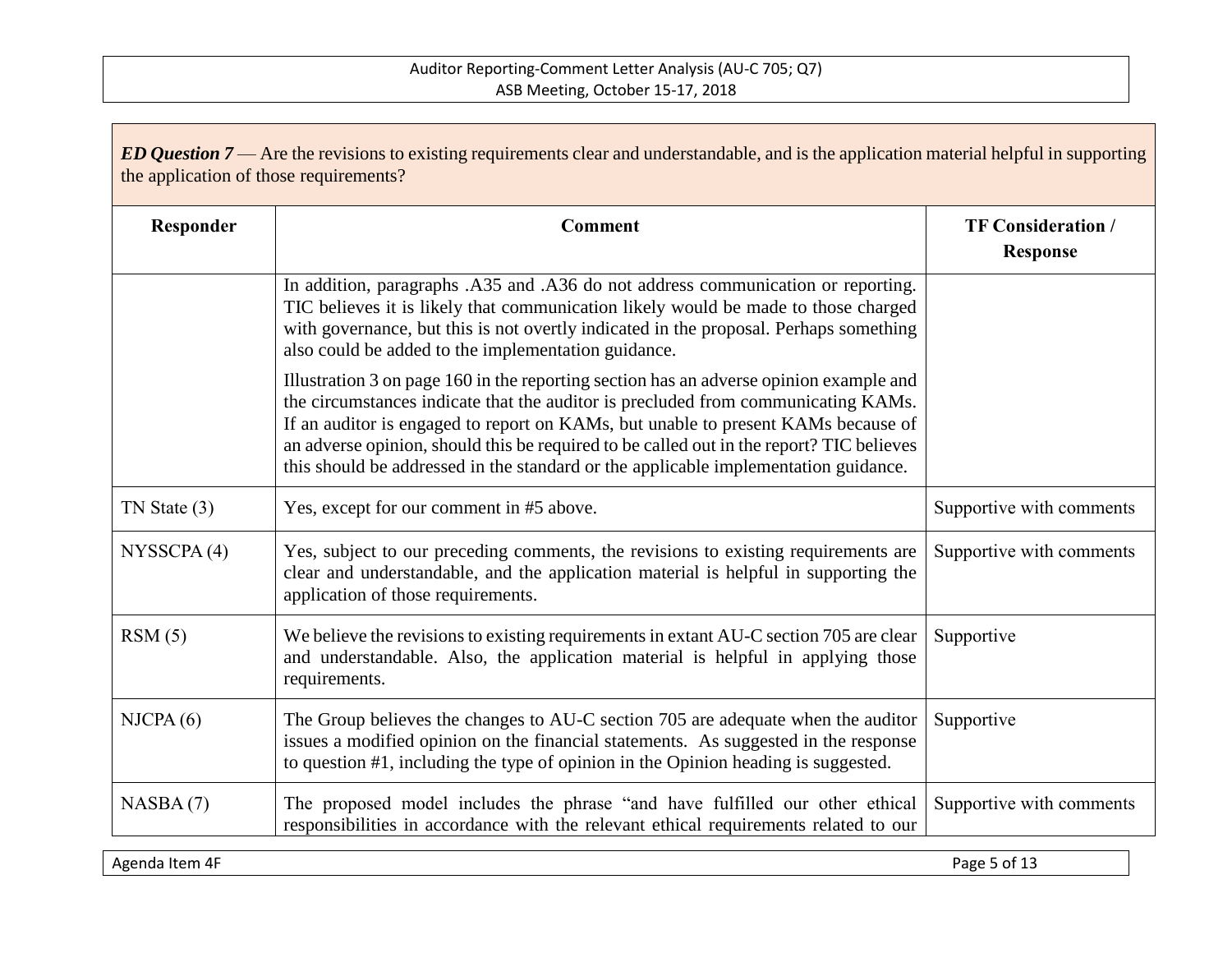***ED Question 7*** — Are the revisions to existing requirements clear and understandable, and is the application material helpful in supporting the application of those requirements?

| Responder | Comment | TF Consideration / Response |
|---|---|---|
| | In addition, paragraphs .A35 and .A36 do not address communication or reporting. TIC believes it is likely that communication likely would be made to those charged with governance, but this is not overtly indicated in the proposal. Perhaps something also could be added to the implementation guidance.<br><br>Illustration 3 on page 160 in the reporting section has an adverse opinion example and the circumstances indicate that the auditor is precluded from communicating KAMs. If an auditor is engaged to report on KAMs, but unable to present KAMs because of an adverse opinion, should this be required to be called out in the report? TIC believes this should be addressed in the standard or the applicable implementation guidance. | |
| TN State (3) | Yes, except for our comment in #5 above. | Supportive with comments |
| NYSSCPA (4) | Yes, subject to our preceding comments, the revisions to existing requirements are clear and understandable, and the application material is helpful in supporting the application of those requirements. | Supportive with comments |
| RSM (5) | We believe the revisions to existing requirements in extant AU-C section 705 are clear and understandable. Also, the application material is helpful in applying those requirements. | Supportive |
| NJCPA (6) | The Group believes the changes to AU-C section 705 are adequate when the auditor issues a modified opinion on the financial statements. As suggested in the response to question #1, including the type of opinion in the Opinion heading is suggested. | Supportive |
| NASBA (7) | The proposed model includes the phrase "and have fulfilled our other ethical responsibilities in accordance with the relevant ethical requirements related to our | Supportive with comments |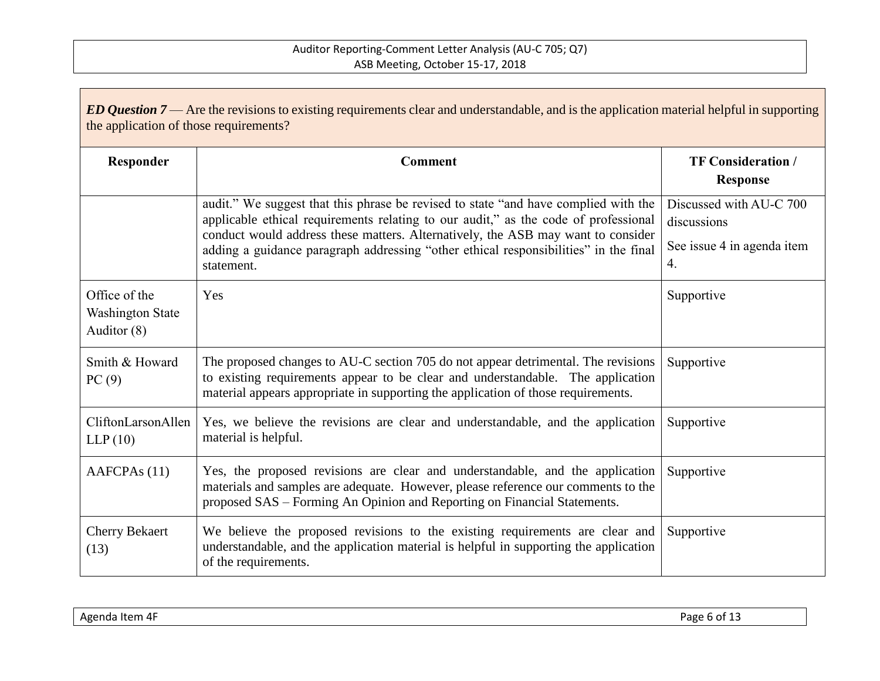***ED Question 7*** — Are the revisions to existing requirements clear and understandable, and is the application material helpful in supporting the application of those requirements?

| Responder | Comment | TF Consideration / Response |
|---|---|---|
| | audit." We suggest that this phrase be revised to state "and have complied with the applicable ethical requirements relating to our audit," as the code of professional conduct would address these matters. Alternatively, the ASB may want to consider adding a guidance paragraph addressing "other ethical responsibilities" in the final statement. | Discussed with AU-C 700 discussions<br><br>See issue 4 in agenda item 4. |
| Office of the Washington State Auditor (8) | Yes | Supportive |
| Smith & Howard PC (9) | The proposed changes to AU-C section 705 do not appear detrimental. The revisions to existing requirements appear to be clear and understandable. The application material appears appropriate in supporting the application of those requirements. | Supportive |
| CliftonLarsonAllen LLP (10) | Yes, we believe the revisions are clear and understandable, and the application material is helpful. | Supportive |
| AAFCPAs (11) | Yes, the proposed revisions are clear and understandable, and the application materials and samples are adequate. However, please reference our comments to the proposed SAS – Forming An Opinion and Reporting on Financial Statements. | Supportive |
| Cherry Bekaert (13) | We believe the proposed revisions to the existing requirements are clear and understandable, and the application material is helpful in supporting the application of the requirements. | Supportive |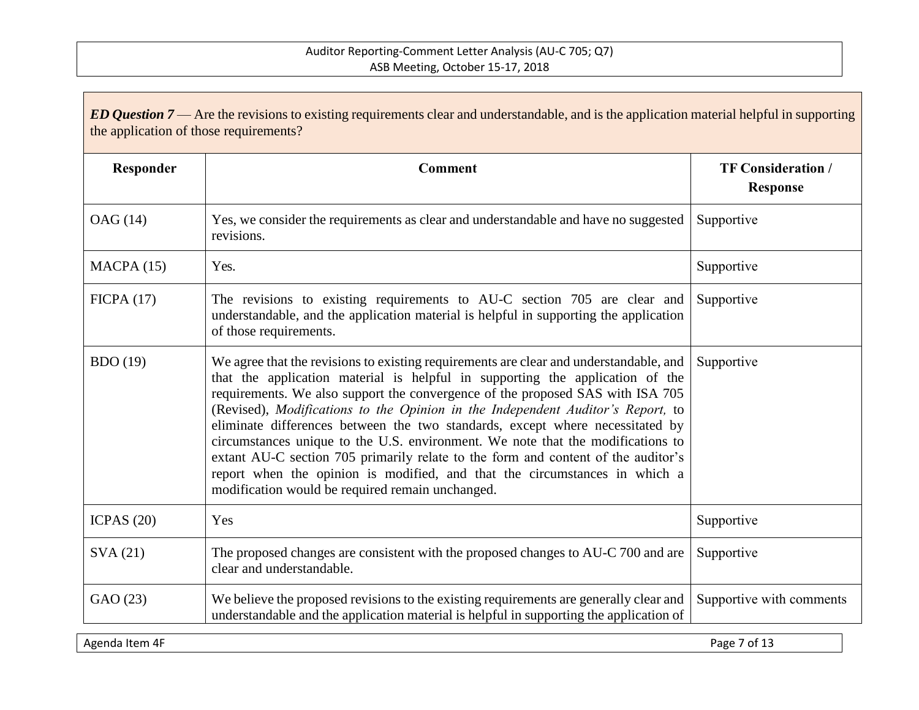***ED Question 7*** — Are the revisions to existing requirements clear and understandable, and is the application material helpful in supporting the application of those requirements?

| Responder | Comment | TF Consideration / Response |
|---|---|---|
| OAG (14) | Yes, we consider the requirements as clear and understandable and have no suggested revisions. | Supportive |
| MACPA (15) | Yes. | Supportive |
| FICPA (17) | The revisions to existing requirements to AU-C section 705 are clear and understandable, and the application material is helpful in supporting the application of those requirements. | Supportive |
| BDO (19) | We agree that the revisions to existing requirements are clear and understandable, and that the application material is helpful in supporting the application of the requirements. We also support the convergence of the proposed SAS with ISA 705 (Revised), *Modifications to the Opinion in the Independent Auditor's Report,* to eliminate differences between the two standards, except where necessitated by circumstances unique to the U.S. environment. We note that the modifications to extant AU-C section 705 primarily relate to the form and content of the auditor's report when the opinion is modified, and that the circumstances in which a modification would be required remain unchanged. | Supportive |
| ICPAS (20) | Yes | Supportive |
| SVA (21) | The proposed changes are consistent with the proposed changes to AU-C 700 and are clear and understandable. | Supportive |
| GAO (23) | We believe the proposed revisions to the existing requirements are generally clear and understandable and the application material is helpful in supporting the application of | Supportive with comments |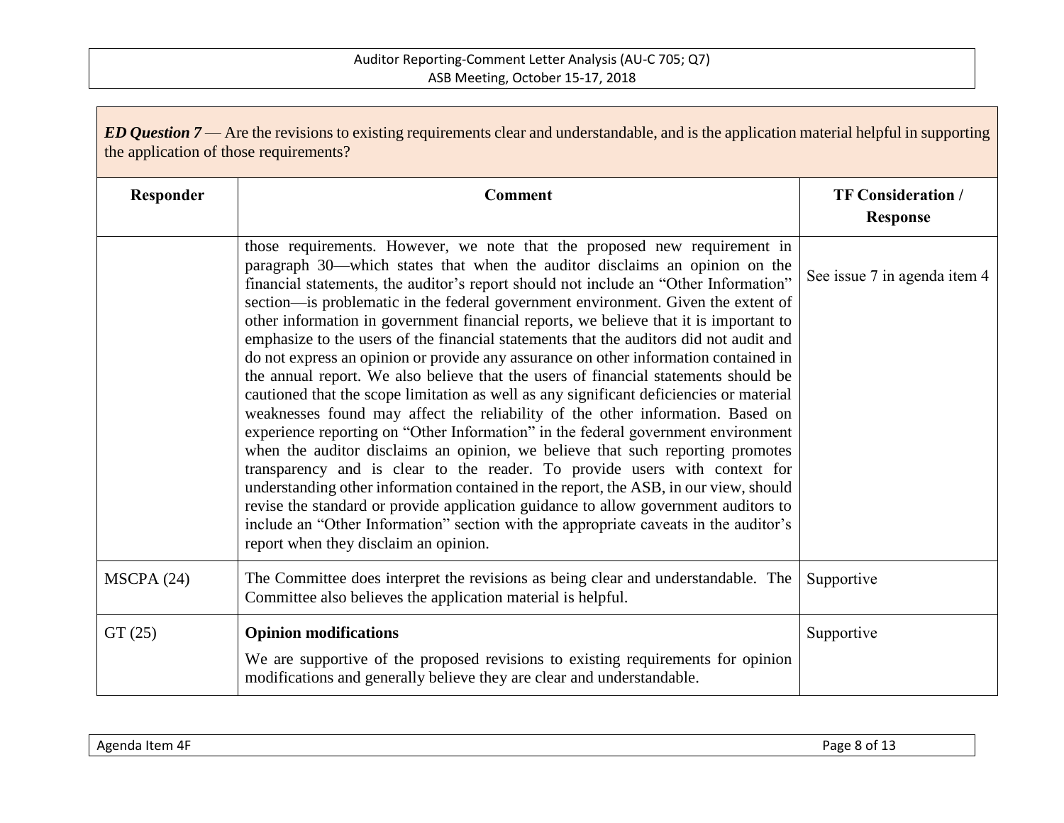*ED Question 7* — Are the revisions to existing requirements clear and understandable, and is the application material helpful in supporting the application of those requirements?

| Responder | Comment | TF Consideration / Response |
|---|---|---|
| | those requirements. However, we note that the proposed new requirement in paragraph 30—which states that when the auditor disclaims an opinion on the financial statements, the auditor's report should not include an "Other Information" section—is problematic in the federal government environment. Given the extent of other information in government financial reports, we believe that it is important to emphasize to the users of the financial statements that the auditors did not audit and do not express an opinion or provide any assurance on other information contained in the annual report. We also believe that the users of financial statements should be cautioned that the scope limitation as well as any significant deficiencies or material weaknesses found may affect the reliability of the other information. Based on experience reporting on "Other Information" in the federal government environment when the auditor disclaims an opinion, we believe that such reporting promotes transparency and is clear to the reader. To provide users with context for understanding other information contained in the report, the ASB, in our view, should revise the standard or provide application guidance to allow government auditors to include an "Other Information" section with the appropriate caveats in the auditor's report when they disclaim an opinion. | See issue 7 in agenda item 4 |
| MSCPA (24) | The Committee does interpret the revisions as being clear and understandable. The Committee also believes the application material is helpful. | Supportive |
| GT (25) | **Opinion modifications**<br><br>We are supportive of the proposed revisions to existing requirements for opinion modifications and generally believe they are clear and understandable. | Supportive |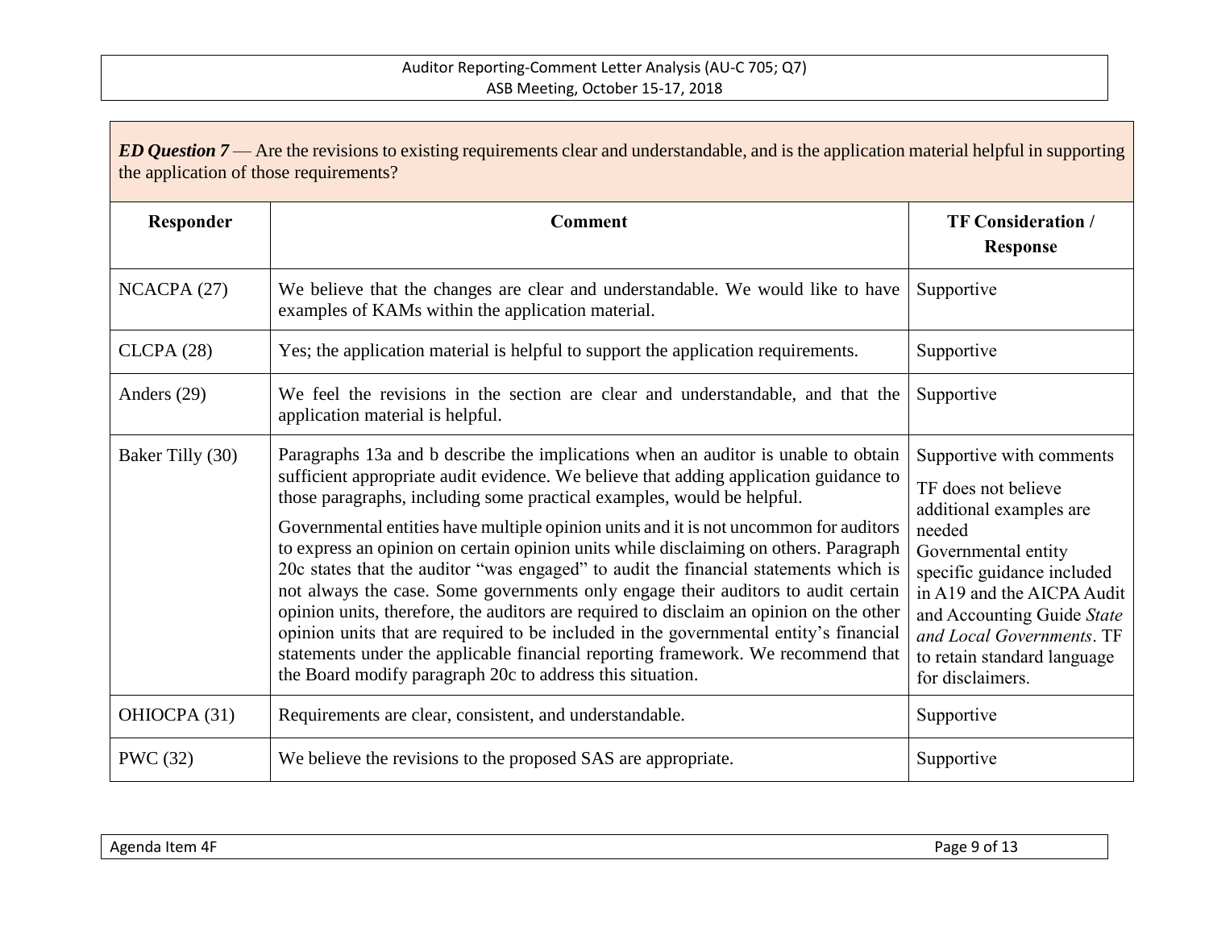***ED Question 7*** — Are the revisions to existing requirements clear and understandable, and is the application material helpful in supporting the application of those requirements?

| Responder | Comment | TF Consideration / Response |
|---|---|---|
| NCACPA (27) | We believe that the changes are clear and understandable. We would like to have examples of KAMs within the application material. | Supportive |
| CLCPA (28) | Yes; the application material is helpful to support the application requirements. | Supportive |
| Anders (29) | We feel the revisions in the section are clear and understandable, and that the application material is helpful. | Supportive |
| Baker Tilly (30) | Paragraphs 13a and b describe the implications when an auditor is unable to obtain sufficient appropriate audit evidence. We believe that adding application guidance to those paragraphs, including some practical examples, would be helpful.<br><br>Governmental entities have multiple opinion units and it is not uncommon for auditors to express an opinion on certain opinion units while disclaiming on others. Paragraph 20c states that the auditor "was engaged" to audit the financial statements which is not always the case. Some governments only engage their auditors to audit certain opinion units, therefore, the auditors are required to disclaim an opinion on the other opinion units that are required to be included in the governmental entity's financial statements under the applicable financial reporting framework. We recommend that the Board modify paragraph 20c to address this situation. | Supportive with comments<br><br>TF does not believe additional examples are needed<br>Governmental entity specific guidance included in A19 and the AICPA Audit and Accounting Guide *State and Local Governments*. TF to retain standard language for disclaimers. |
| OHIOCPA (31) | Requirements are clear, consistent, and understandable. | Supportive |
| PWC (32) | We believe the revisions to the proposed SAS are appropriate. | Supportive |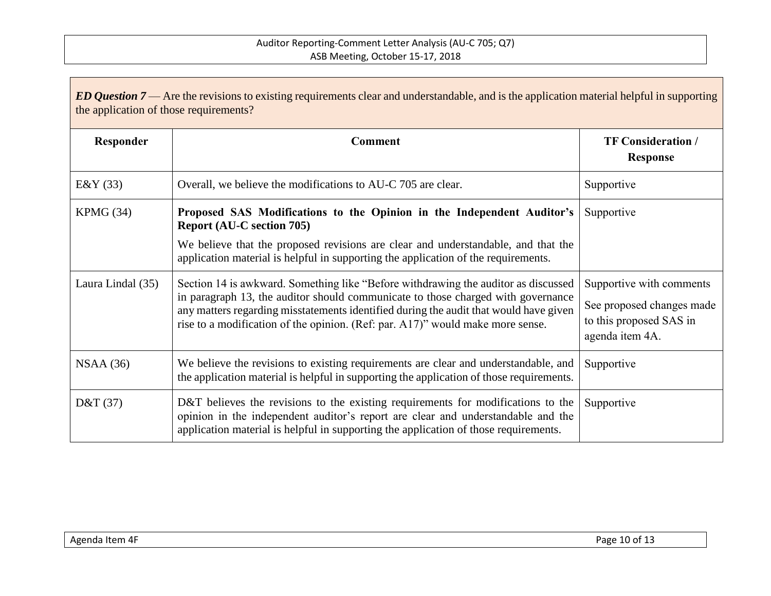***ED Question 7*** — Are the revisions to existing requirements clear and understandable, and is the application material helpful in supporting the application of those requirements?

| Responder | Comment | TF Consideration / Response |
|---|---|---|
| E&Y (33) | Overall, we believe the modifications to AU-C 705 are clear. | Supportive |
| KPMG (34) | **Proposed SAS Modifications to the Opinion in the Independent Auditor's Report (AU-C section 705)** We believe that the proposed revisions are clear and understandable, and that the application material is helpful in supporting the application of the requirements. | Supportive |
| Laura Lindal (35) | Section 14 is awkward. Something like "Before withdrawing the auditor as discussed in paragraph 13, the auditor should communicate to those charged with governance any matters regarding misstatements identified during the audit that would have given rise to a modification of the opinion. (Ref: par. A17)" would make more sense. | Supportive with comments See proposed changes made to this proposed SAS in agenda item 4A. |
| NSAA (36) | We believe the revisions to existing requirements are clear and understandable, and the application material is helpful in supporting the application of those requirements. | Supportive |
| D&T (37) | D&T believes the revisions to the existing requirements for modifications to the opinion in the independent auditor's report are clear and understandable and the application material is helpful in supporting the application of those requirements. | Supportive |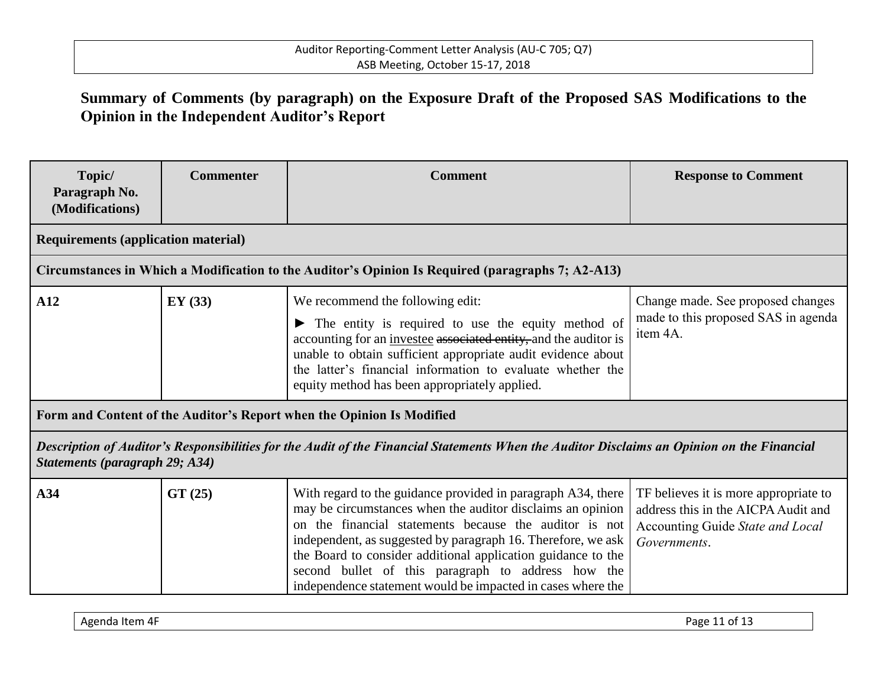## Summary of Comments (by paragraph) on the Exposure Draft of the Proposed SAS Modifications to the Opinion in the Independent Auditor's Report

| Topic/ Paragraph No. (Modifications) | Commenter | Comment | Response to Comment |
|---|---|---|---|
| **Requirements (application material)** | | | |
| **Circumstances in Which a Modification to the Auditor's Opinion Is Required (paragraphs 7; A2-A13)** | | | |
| **A12** | **EY (33)** | We recommend the following edit:<br>► The entity is required to use the equity method of accounting for an <u>investee</u> ~~associated entity,~~ and the auditor is unable to obtain sufficient appropriate audit evidence about the latter's financial information to evaluate whether the equity method has been appropriately applied. | Change made. See proposed changes made to this proposed SAS in agenda item 4A. |
| **Form and Content of the Auditor's Report when the Opinion Is Modified** | | | |
| ***Description of Auditor's Responsibilities for the Audit of the Financial Statements When the Auditor Disclaims an Opinion on the Financial Statements (paragraph 29; A34)*** | | | |
| **A34** | **GT (25)** | With regard to the guidance provided in paragraph A34, there may be circumstances when the auditor disclaims an opinion on the financial statements because the auditor is not independent, as suggested by paragraph 16. Therefore, we ask the Board to consider additional application guidance to the second bullet of this paragraph to address how the independence statement would be impacted in cases where the | TF believes it is more appropriate to address this in the AICPA Audit and Accounting Guide *State and Local Governments*. |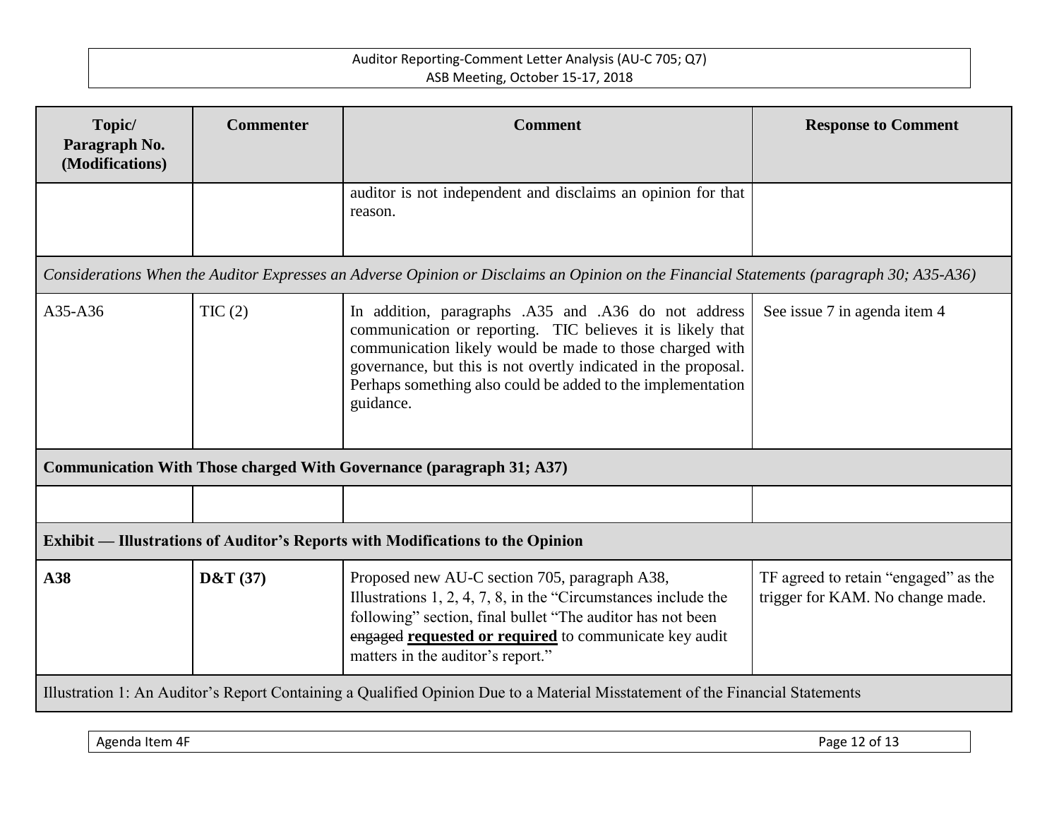| Topic/ Paragraph No. (Modifications) | Commenter | Comment | Response to Comment |
|---|---|---|---|
| | | auditor is not independent and disclaims an opinion for that reason. | |
| *Considerations When the Auditor Expresses an Adverse Opinion or Disclaims an Opinion on the Financial Statements (paragraph 30; A35-A36)* | | | |
| A35-A36 | TIC (2) | In addition, paragraphs .A35 and .A36 do not address communication or reporting. TIC believes it is likely that communication likely would be made to those charged with governance, but this is not overtly indicated in the proposal. Perhaps something also could be added to the implementation guidance. | See issue 7 in agenda item 4 |
| **Communication With Those charged With Governance (paragraph 31; A37)** | | | |
| | | | |
| **Exhibit — Illustrations of Auditor's Reports with Modifications to the Opinion** | | | |
| **A38** | **D&T (37)** | Proposed new AU-C section 705, paragraph A38, Illustrations 1, 2, 4, 7, 8, in the "Circumstances include the following" section, final bullet "The auditor has not been ~~engaged~~ **requested or required** to communicate key audit matters in the auditor's report." | TF agreed to retain "engaged" as the trigger for KAM. No change made. |
| Illustration 1: An Auditor's Report Containing a Qualified Opinion Due to a Material Misstatement of the Financial Statements | | | |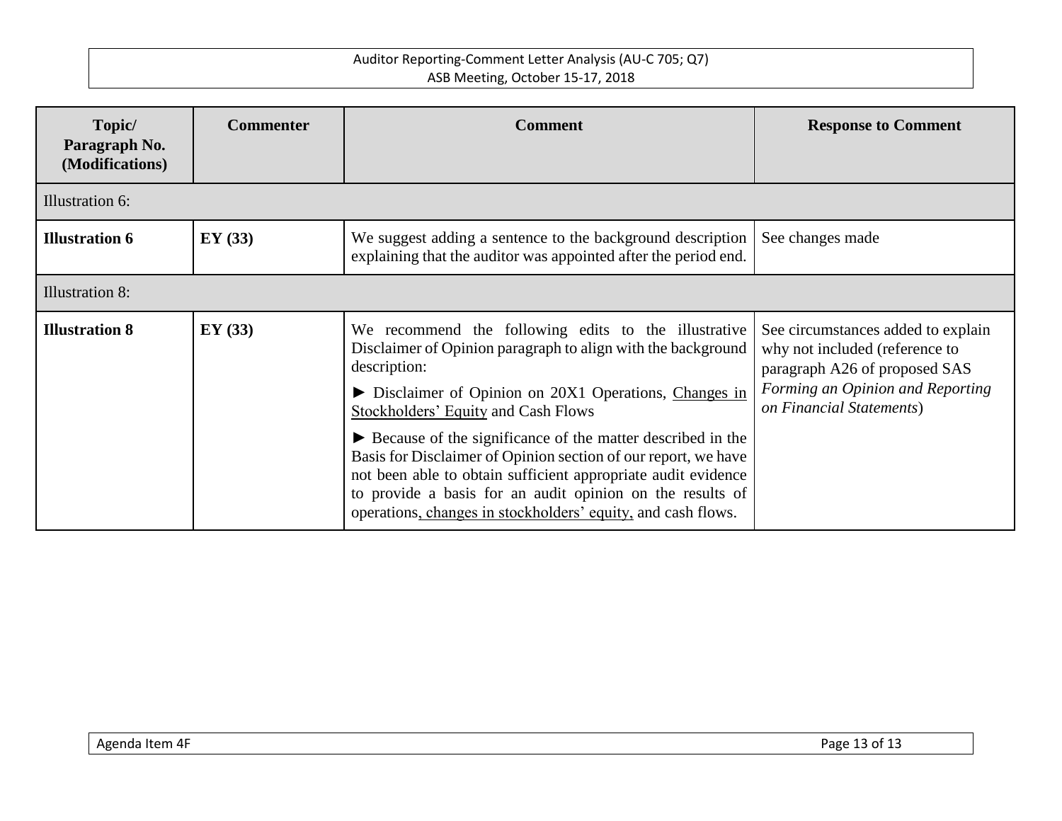| Topic/ Paragraph No. (Modifications) | Commenter | Comment | Response to Comment |
|---|---|---|---|
| Illustration 6: | | | |
| **Illustration 6** | **EY (33)** | We suggest adding a sentence to the background description explaining that the auditor was appointed after the period end. | See changes made |
| Illustration 8: | | | |
| **Illustration 8** | **EY (33)** | We recommend the following edits to the illustrative Disclaimer of Opinion paragraph to align with the background description: <br>► Disclaimer of Opinion on 20X1 Operations, <u>Changes in Stockholders' Equity</u> and Cash Flows <br>► Because of the significance of the matter described in the Basis for Disclaimer of Opinion section of our report, we have not been able to obtain sufficient appropriate audit evidence to provide a basis for an audit opinion on the results of operations<u>, changes in stockholders' equity,</u> and cash flows. | See circumstances added to explain why not included (reference to paragraph A26 of proposed SAS *Forming an Opinion and Reporting on Financial Statements*) |